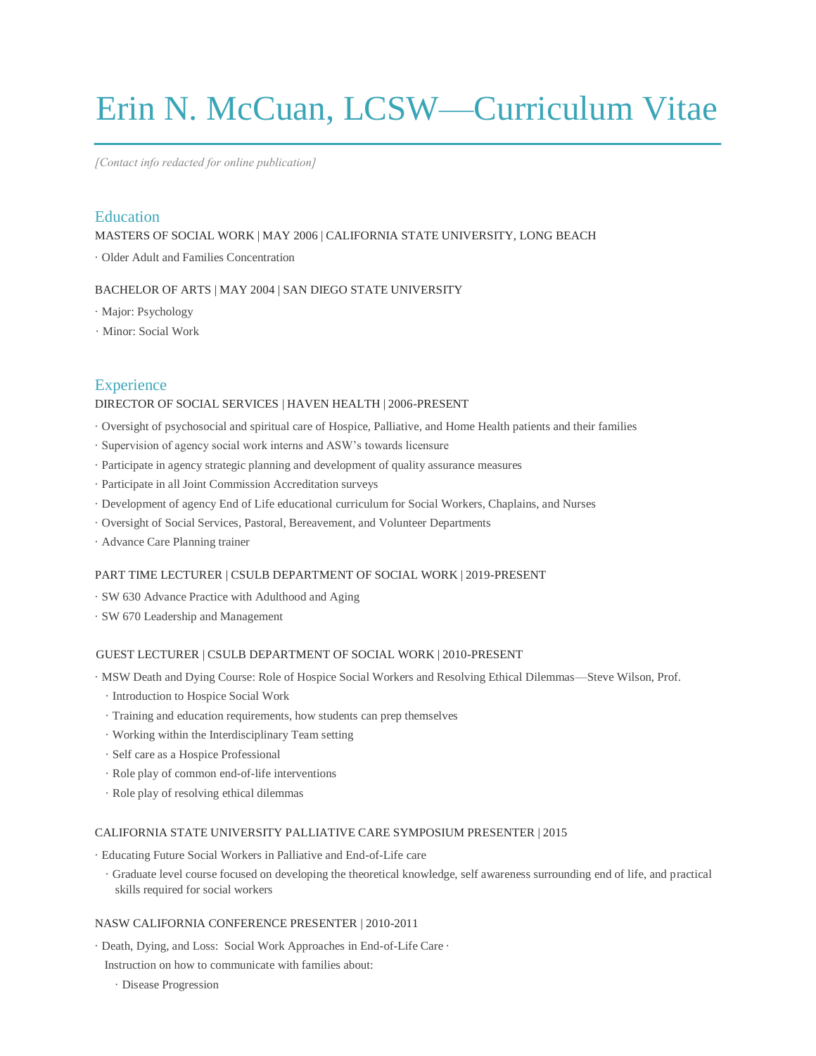# Erin N. McCuan, LCSW—Curriculum Vitae

*[Contact info redacted for online publication]*

## Education

MASTERS OF SOCIAL WORK | MAY 2006 | CALIFORNIA STATE UNIVERSITY, LONG BEACH

· Older Adult and Families Concentration

BACHELOR OF ARTS | MAY 2004 | SAN DIEGO STATE UNIVERSITY

· Major: Psychology

· Minor: Social Work

## Experience

DIRECTOR OF SOCIAL SERVICES | HAVEN HEALTH | 2006-PRESENT

· Oversight of psychosocial and spiritual care of Hospice, Palliative, and Home Health patients and their families

· Supervision of agency social work interns and ASW's towards licensure

· Participate in agency strategic planning and development of quality assurance measures

· Participate in all Joint Commission Accreditation surveys

· Development of agency End of Life educational curriculum for Social Workers, Chaplains, and Nurses

· Oversight of Social Services, Pastoral, Bereavement, and Volunteer Departments

· Advance Care Planning trainer

PART TIME LECTURER | CSULB DEPARTMENT OF SOCIAL WORK | 2019-PRESENT

· SW 630 Advance Practice with Adulthood and Aging

· SW 670 Leadership and Management

GUEST LECTURER | CSULB DEPARTMENT OF SOCIAL WORK | 2010-PRESENT

· MSW Death and Dying Course: Role of Hospice Social Workers and Resolving Ethical Dilemmas—Steve Wilson, Prof.

  · Introduction to Hospice Social Work

  · Training and education requirements, how students can prep themselves

  · Working within the Interdisciplinary Team setting

  · Self care as a Hospice Professional

  · Role play of common end-of-life interventions

  · Role play of resolving ethical dilemmas

CALIFORNIA STATE UNIVERSITY PALLIATIVE CARE SYMPOSIUM PRESENTER | 2015

· Educating Future Social Workers in Palliative and End-of-Life care

  · Graduate level course focused on developing the theoretical knowledge, self awareness surrounding end of life, and practical skills required for social workers

NASW CALIFORNIA CONFERENCE PRESENTER | 2010-2011

· Death, Dying, and Loss: Social Work Approaches in End-of-Life Care ·

  Instruction on how to communicate with families about:

    · Disease Progression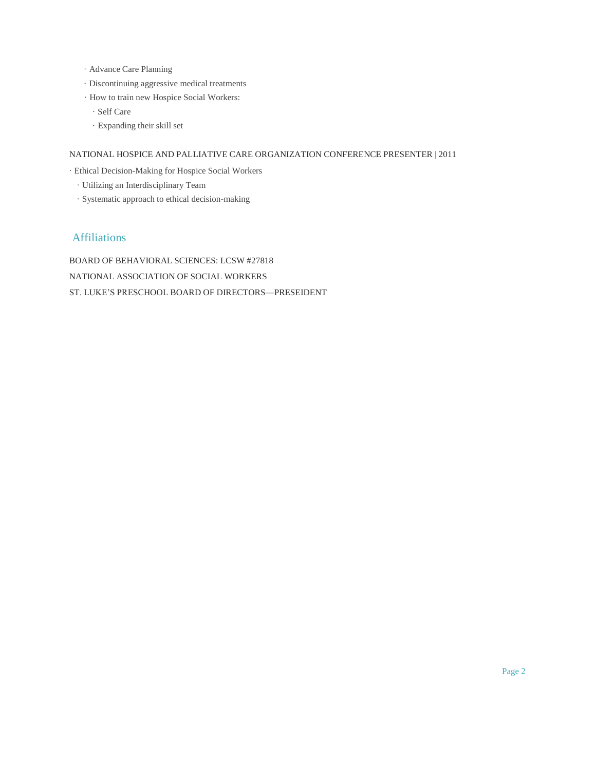- Advance Care Planning
- Discontinuing aggressive medical treatments
- How to train new Hospice Social Workers:
  - Self Care
  - Expanding their skill set

NATIONAL HOSPICE AND PALLIATIVE CARE ORGANIZATION CONFERENCE PRESENTER | 2011

- Ethical Decision-Making for Hospice Social Workers
  - Utilizing an Interdisciplinary Team
  - Systematic approach to ethical decision-making

## Affiliations

BOARD OF BEHAVIORAL SCIENCES: LCSW #27818

NATIONAL ASSOCIATION OF SOCIAL WORKERS

ST. LUKE'S PRESCHOOL BOARD OF DIRECTORS—PRESEIDENT